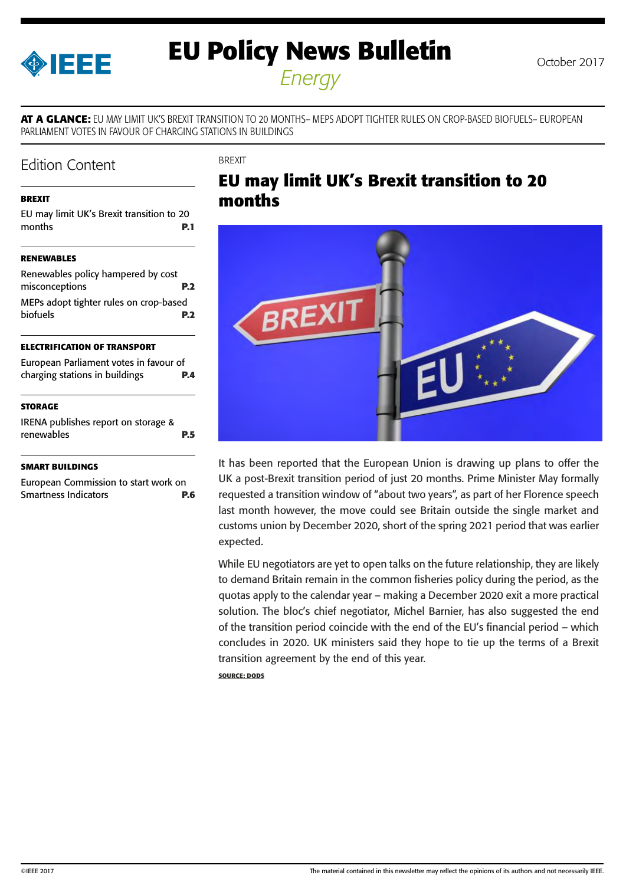# EU Policy News Bulletin

*Energy*

October 2017

**AT A GLANCE:** EU MAY LIMIT UK'S BREXIT TRANSITION TO 20 MONTHS– MEPS ADOPT TIGHTER RULES ON CROP-BASED BIOFUELS– EUROPEAN PARLIAMENT VOTES IN FAVOUR OF CHARGING STATIONS IN BUILDINGS

## Edition Content

**BREXIT**

EU may limit UK's Brexit transition to 20 months **P.1**

**RENEWABLES**

Renewables policy hampered by cost misconceptions **P.2**

MEPs adopt tighter rules on crop-based biofuels **P.2**

**ELECTRIFICATION OF TRANSPORT**

European Parliament votes in favour of charging stations in buildings **P.4**

**STORAGE**

IRENA publishes report on storage & renewables **P.5**

**SMART BUILDINGS**

European Commission to start work on Smartness Indicators **P.6**

BREXIT

## EU may limit UK's Brexit transition to 20 months

It has been reported that the European Union is drawing up plans to offer the UK a post-Brexit transition period of just 20 months. Prime Minister May formally requested a transition window of "about two years", as part of her Florence speech last month however, the move could see Britain outside the single market and customs union by December 2020, short of the spring 2021 period that was earlier expected.

While EU negotiators are yet to open talks on the future relationship, they are likely to demand Britain remain in the common fisheries policy during the period, as the quotas apply to the calendar year – making a December 2020 exit a more practical solution. The bloc's chief negotiator, Michel Barnier, has also suggested the end of the transition period coincide with the end of the EU's financial period – which concludes in 2020. UK ministers said they hope to tie up the terms of a Brexit transition agreement by the end of this year.

**SOURCE: DODS**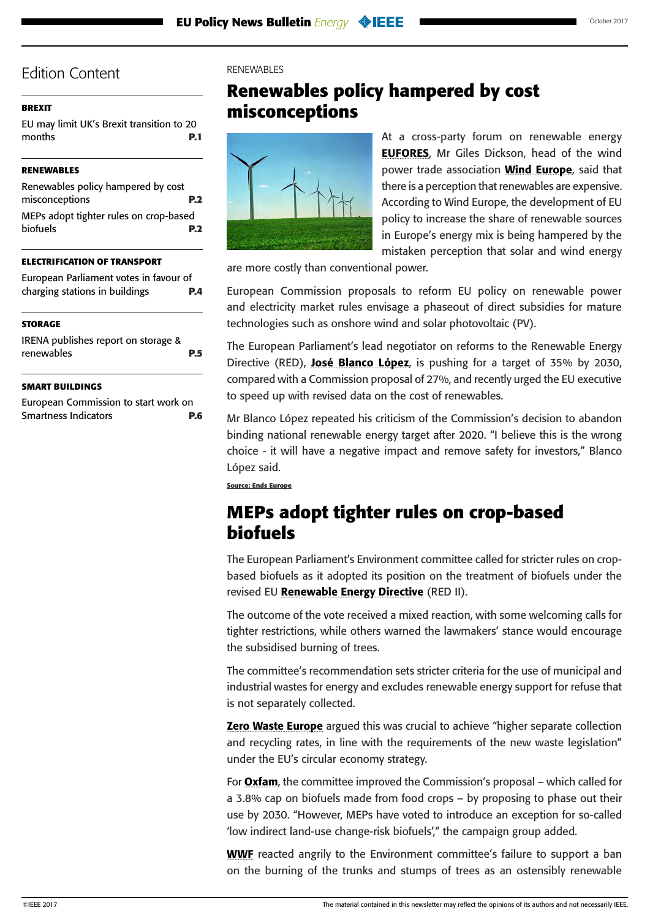## Edition Content

**BREXIT**

EU may limit UK's Brexit transition to 20 months **P.1**

**RENEWABLES**

Renewables policy hampered by cost misconceptions **P.2**

MEPs adopt tighter rules on crop-based biofuels **P.2**

**ELECTRIFICATION OF TRANSPORT**

European Parliament votes in favour of charging stations in buildings **P.4**

**STORAGE**

IRENA publishes report on storage & renewables **P.5**

**SMART BUILDINGS**

European Commission to start work on Smartness Indicators **P.6**

RENEWABLES

# Renewables policy hampered by cost misconceptions

At a cross-party forum on renewable energy **EUFORES**, Mr Giles Dickson, head of the wind power trade association **Wind Europe**, said that there is a perception that renewables are expensive. According to Wind Europe, the development of EU policy to increase the share of renewable sources in Europe's energy mix is being hampered by the mistaken perception that solar and wind energy are more costly than conventional power.

European Commission proposals to reform EU policy on renewable power and electricity market rules envisage a phaseout of direct subsidies for mature technologies such as onshore wind and solar photovoltaic (PV).

The European Parliament's lead negotiator on reforms to the Renewable Energy Directive (RED), **José Blanco López**, is pushing for a target of 35% by 2030, compared with a Commission proposal of 27%, and recently urged the EU executive to speed up with revised data on the cost of renewables.

Mr Blanco López repeated his criticism of the Commission's decision to abandon binding national renewable energy target after 2020. "I believe this is the wrong choice - it will have a negative impact and remove safety for investors," Blanco López said.

**Source: Ends Europe**

# MEPs adopt tighter rules on crop-based biofuels

The European Parliament's Environment committee called for stricter rules on crop-based biofuels as it adopted its position on the treatment of biofuels under the revised EU **Renewable Energy Directive** (RED II).

The outcome of the vote received a mixed reaction, with some welcoming calls for tighter restrictions, while others warned the lawmakers' stance would encourage the subsidised burning of trees.

The committee's recommendation sets stricter criteria for the use of municipal and industrial wastes for energy and excludes renewable energy support for refuse that is not separately collected.

**Zero Waste Europe** argued this was crucial to achieve "higher separate collection and recycling rates, in line with the requirements of the new waste legislation" under the EU's circular economy strategy.

For **Oxfam**, the committee improved the Commission's proposal – which called for a 3.8% cap on biofuels made from food crops – by proposing to phase out their use by 2030. "However, MEPs have voted to introduce an exception for so-called 'low indirect land-use change-risk biofuels'," the campaign group added.

**WWF** reacted angrily to the Environment committee's failure to support a ban on the burning of the trunks and stumps of trees as an ostensibly renewable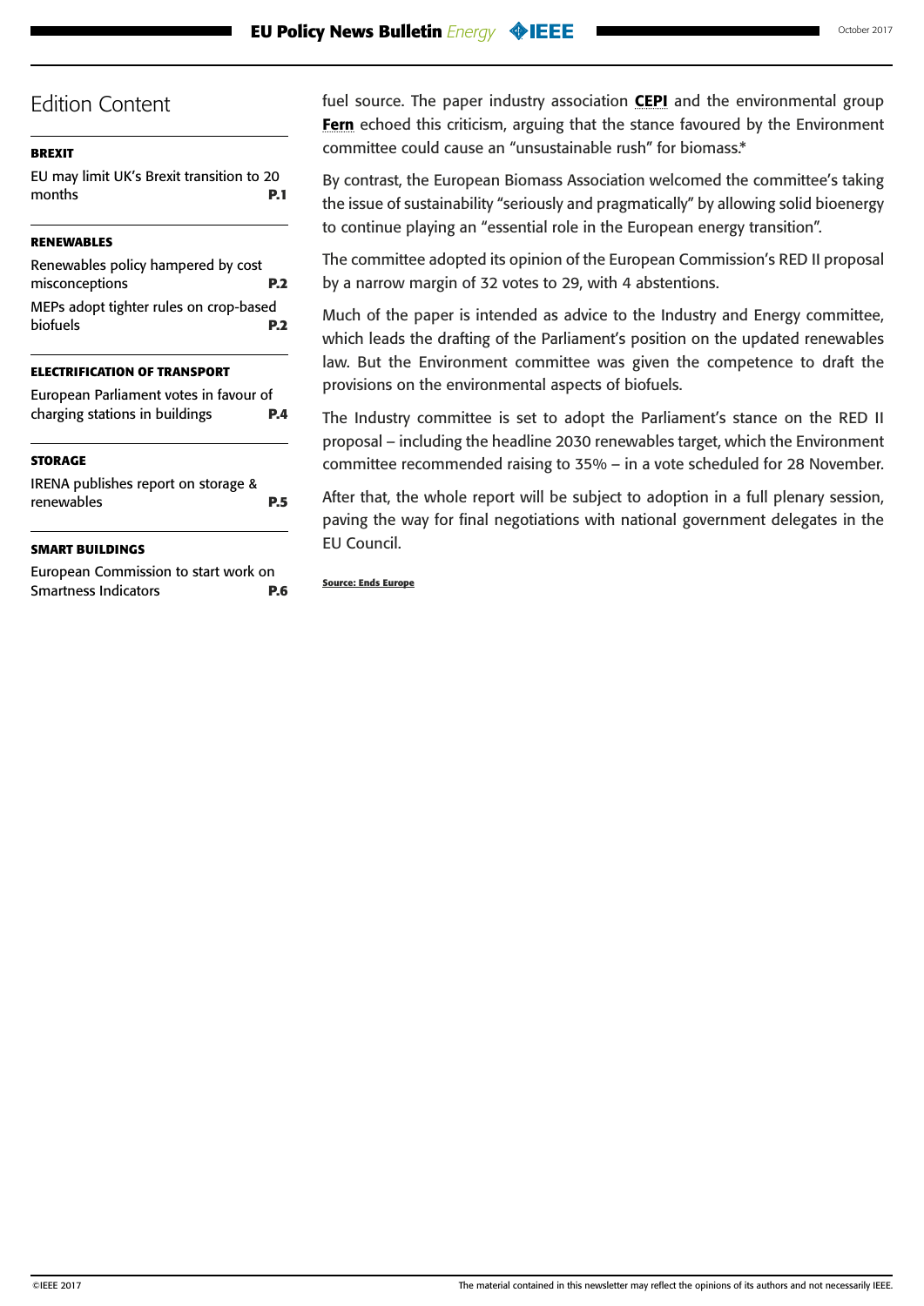## Edition Content

**BREXIT**

EU may limit UK's Brexit transition to 20 months **P.1**

**RENEWABLES**

Renewables policy hampered by cost misconceptions **P.2**

MEPs adopt tighter rules on crop-based biofuels **P.2**

**ELECTRIFICATION OF TRANSPORT**

European Parliament votes in favour of charging stations in buildings **P.4**

**STORAGE**

IRENA publishes report on storage & renewables **P.5**

**SMART BUILDINGS**

European Commission to start work on Smartness Indicators **P.6**

fuel source. The paper industry association **CEPI** and the environmental group **Fern** echoed this criticism, arguing that the stance favoured by the Environment committee could cause an "unsustainable rush" for biomass.*

By contrast, the European Biomass Association welcomed the committee's taking the issue of sustainability "seriously and pragmatically" by allowing solid bioenergy to continue playing an "essential role in the European energy transition".

The committee adopted its opinion of the European Commission's RED II proposal by a narrow margin of 32 votes to 29, with 4 abstentions.

Much of the paper is intended as advice to the Industry and Energy committee, which leads the drafting of the Parliament's position on the updated renewables law. But the Environment committee was given the competence to draft the provisions on the environmental aspects of biofuels.

The Industry committee is set to adopt the Parliament's stance on the RED II proposal – including the headline 2030 renewables target, which the Environment committee recommended raising to 35% – in a vote scheduled for 28 November.

After that, the whole report will be subject to adoption in a full plenary session, paving the way for final negotiations with national government delegates in the EU Council.

**Source: Ends Europe**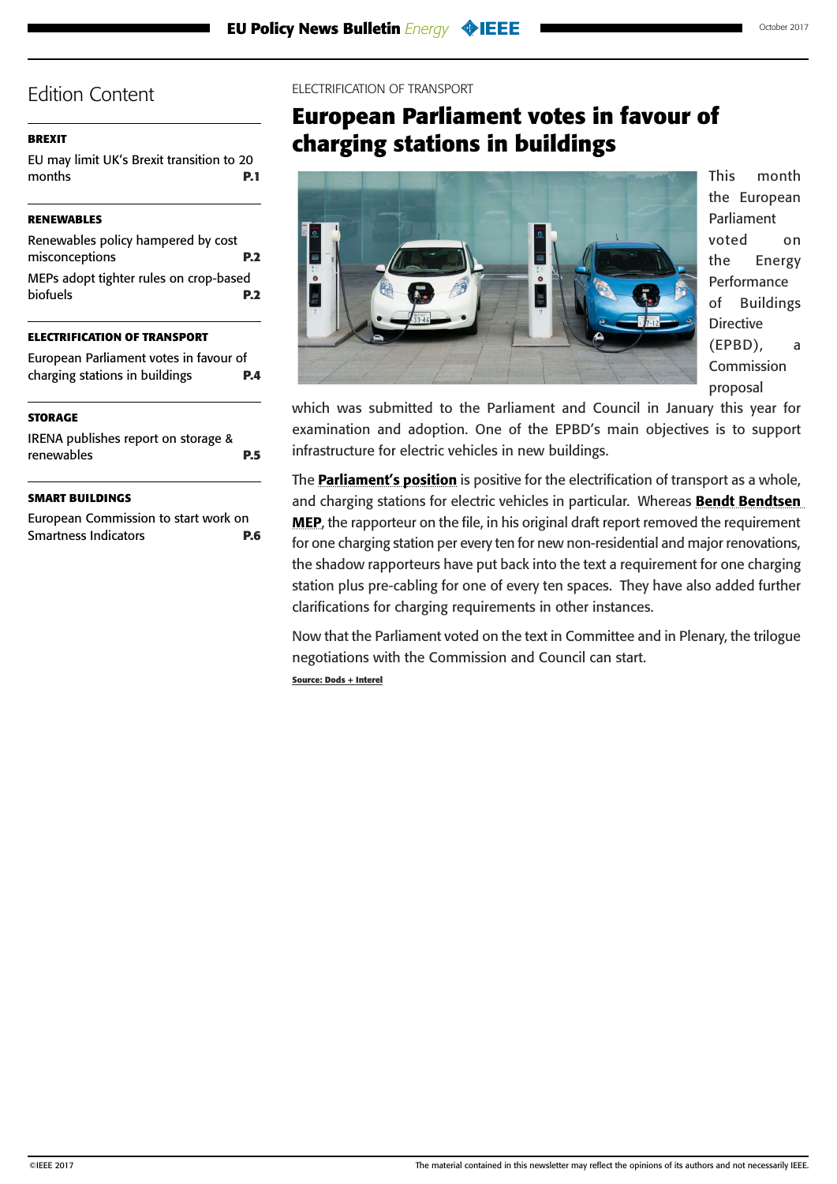## Edition Content

**BREXIT**

EU may limit UK's Brexit transition to 20 months **P.1**

**RENEWABLES**

Renewables policy hampered by cost misconceptions **P.2**

MEPs adopt tighter rules on crop-based biofuels **P.2**

**ELECTRIFICATION OF TRANSPORT**

European Parliament votes in favour of charging stations in buildings **P.4**

**STORAGE**

IRENA publishes report on storage & renewables **P.5**

**SMART BUILDINGS**

European Commission to start work on Smartness Indicators **P.6**

ELECTRIFICATION OF TRANSPORT

# European Parliament votes in favour of charging stations in buildings

This month the European Parliament voted on the Energy Performance of Buildings Directive (EPBD), a Commission proposal which was submitted to the Parliament and Council in January this year for examination and adoption. One of the EPBD's main objectives is to support infrastructure for electric vehicles in new buildings.

The **Parliament's position** is positive for the electrification of transport as a whole, and charging stations for electric vehicles in particular. Whereas **Bendt Bendtsen MEP**, the rapporteur on the file, in his original draft report removed the requirement for one charging station per every ten for new non-residential and major renovations, the shadow rapporteurs have put back into the text a requirement for one charging station plus pre-cabling for one of every ten spaces. They have also added further clarifications for charging requirements in other instances.

Now that the Parliament voted on the text in Committee and in Plenary, the trilogue negotiations with the Commission and Council can start.

**Source: Dods + Interel**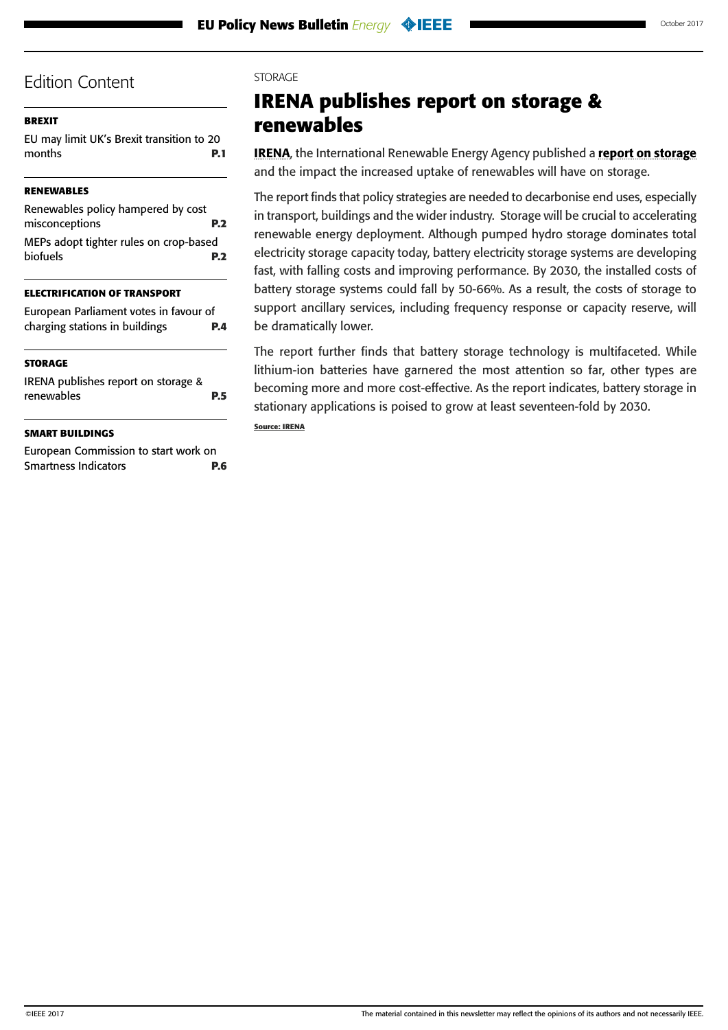## Edition Content

**BREXIT**

EU may limit UK's Brexit transition to 20 months **P.1**

**RENEWABLES**

Renewables policy hampered by cost misconceptions **P.2**

MEPs adopt tighter rules on crop-based biofuels **P.2**

**ELECTRIFICATION OF TRANSPORT**

European Parliament votes in favour of charging stations in buildings **P.4**

**STORAGE**

IRENA publishes report on storage & renewables **P.5**

**SMART BUILDINGS**

European Commission to start work on Smartness Indicators **P.6**

STORAGE

# IRENA publishes report on storage & renewables

**IRENA**, the International Renewable Energy Agency published a **report on storage** and the impact the increased uptake of renewables will have on storage.

The report finds that policy strategies are needed to decarbonise end uses, especially in transport, buildings and the wider industry. Storage will be crucial to accelerating renewable energy deployment. Although pumped hydro storage dominates total electricity storage capacity today, battery electricity storage systems are developing fast, with falling costs and improving performance. By 2030, the installed costs of battery storage systems could fall by 50-66%. As a result, the costs of storage to support ancillary services, including frequency response or capacity reserve, will be dramatically lower.

The report further finds that battery storage technology is multifaceted. While lithium-ion batteries have garnered the most attention so far, other types are becoming more and more cost-effective. As the report indicates, battery storage in stationary applications is poised to grow at least seventeen-fold by 2030.

**Source: IRENA**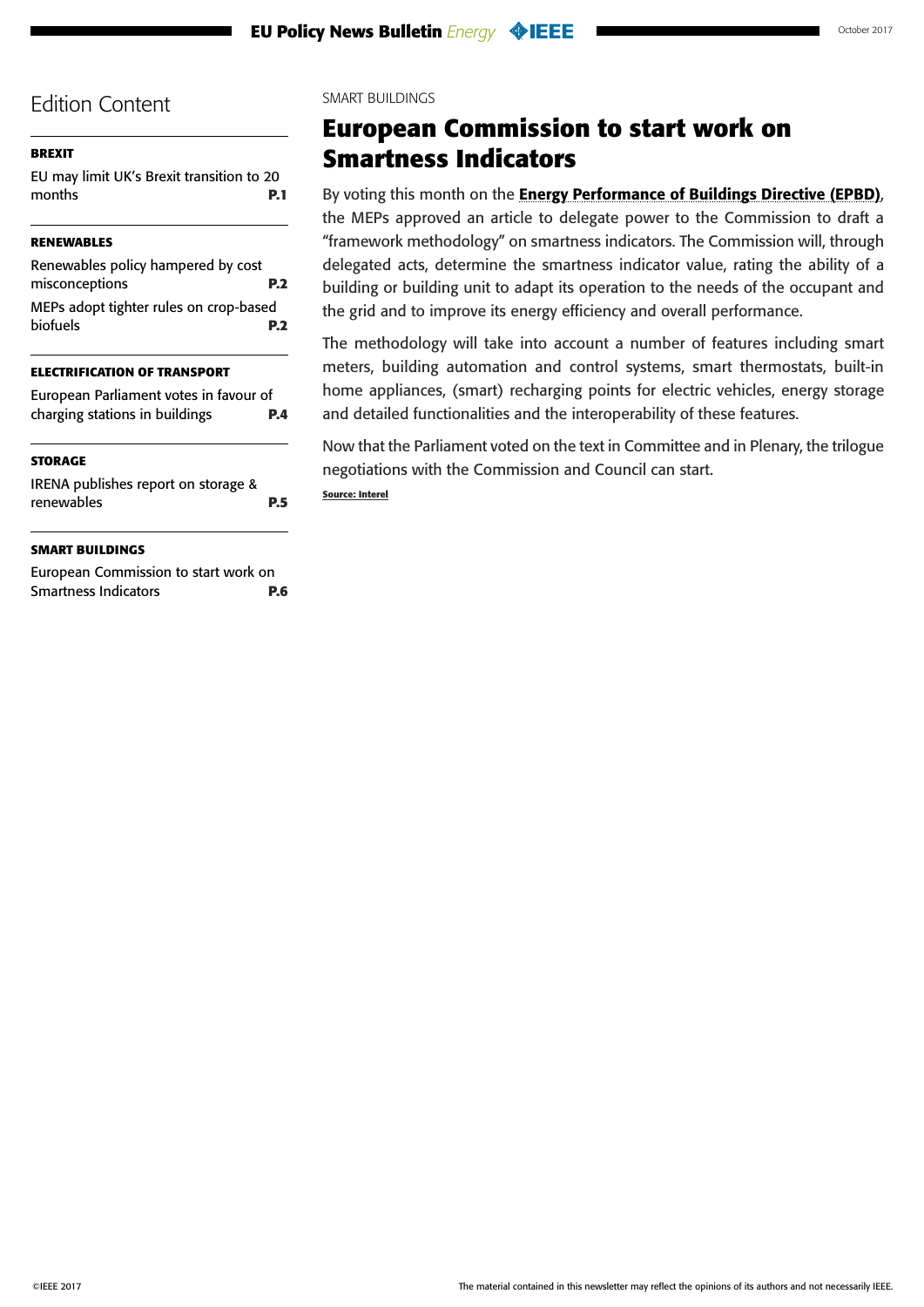# Edition Content

**BREXIT**

EU may limit UK's Brexit transition to 20 months **P.1**

**RENEWABLES**

Renewables policy hampered by cost misconceptions **P.2**

MEPs adopt tighter rules on crop-based biofuels **P.2**

**ELECTRIFICATION OF TRANSPORT**

European Parliament votes in favour of charging stations in buildings **P.4**

**STORAGE**

IRENA publishes report on storage & renewables **P.5**

**SMART BUILDINGS**

European Commission to start work on Smartness Indicators **P.6**

SMART BUILDINGS

## European Commission to start work on Smartness Indicators

By voting this month on the **Energy Performance of Buildings Directive (EPBD)**, the MEPs approved an article to delegate power to the Commission to draft a "framework methodology" on smartness indicators. The Commission will, through delegated acts, determine the smartness indicator value, rating the ability of a building or building unit to adapt its operation to the needs of the occupant and the grid and to improve its energy efficiency and overall performance.

The methodology will take into account a number of features including smart meters, building automation and control systems, smart thermostats, built-in home appliances, (smart) recharging points for electric vehicles, energy storage and detailed functionalities and the interoperability of these features.

Now that the Parliament voted on the text in Committee and in Plenary, the trilogue negotiations with the Commission and Council can start.

**Source: Interel**